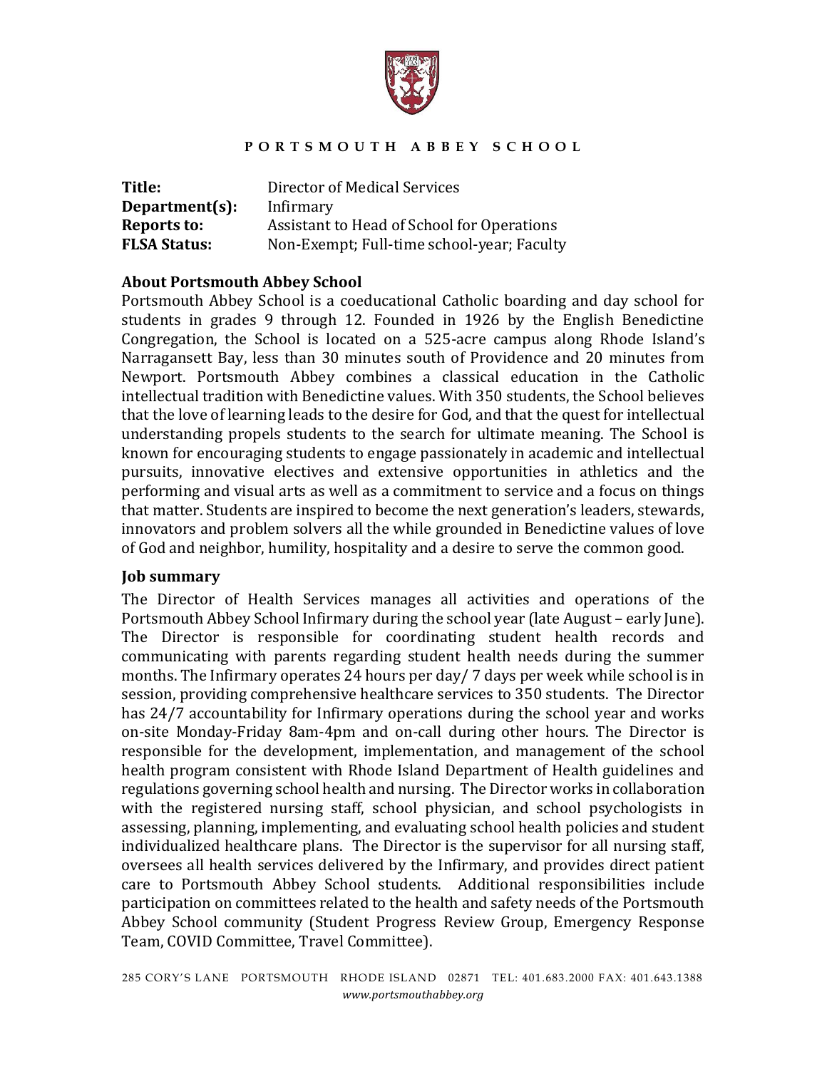**PORTSMOUTH ABBEY SCHOOL**

| | |
|---|---|
| **Title:** | Director of Medical Services |
| **Department(s):** | Infirmary |
| **Reports to:** | Assistant to Head of School for Operations |
| **FLSA Status:** | Non-Exempt; Full-time school-year; Faculty |

## About Portsmouth Abbey School

Portsmouth Abbey School is a coeducational Catholic boarding and day school for students in grades 9 through 12. Founded in 1926 by the English Benedictine Congregation, the School is located on a 525-acre campus along Rhode Island's Narragansett Bay, less than 30 minutes south of Providence and 20 minutes from Newport. Portsmouth Abbey combines a classical education in the Catholic intellectual tradition with Benedictine values. With 350 students, the School believes that the love of learning leads to the desire for God, and that the quest for intellectual understanding propels students to the search for ultimate meaning. The School is known for encouraging students to engage passionately in academic and intellectual pursuits, innovative electives and extensive opportunities in athletics and the performing and visual arts as well as a commitment to service and a focus on things that matter. Students are inspired to become the next generation's leaders, stewards, innovators and problem solvers all the while grounded in Benedictine values of love of God and neighbor, humility, hospitality and a desire to serve the common good.

## Job summary

The Director of Health Services manages all activities and operations of the Portsmouth Abbey School Infirmary during the school year (late August – early June). The Director is responsible for coordinating student health records and communicating with parents regarding student health needs during the summer months. The Infirmary operates 24 hours per day/ 7 days per week while school is in session, providing comprehensive healthcare services to 350 students. The Director has 24/7 accountability for Infirmary operations during the school year and works on-site Monday-Friday 8am-4pm and on-call during other hours. The Director is responsible for the development, implementation, and management of the school health program consistent with Rhode Island Department of Health guidelines and regulations governing school health and nursing. The Director works in collaboration with the registered nursing staff, school physician, and school psychologists in assessing, planning, implementing, and evaluating school health policies and student individualized healthcare plans. The Director is the supervisor for all nursing staff, oversees all health services delivered by the Infirmary, and provides direct patient care to Portsmouth Abbey School students. Additional responsibilities include participation on committees related to the health and safety needs of the Portsmouth Abbey School community (Student Progress Review Group, Emergency Response Team, COVID Committee, Travel Committee).

285 CORY'S LANE PORTSMOUTH RHODE ISLAND 02871 TEL: 401.683.2000 FAX: 401.643.1388
*www.portsmouthabbey.org*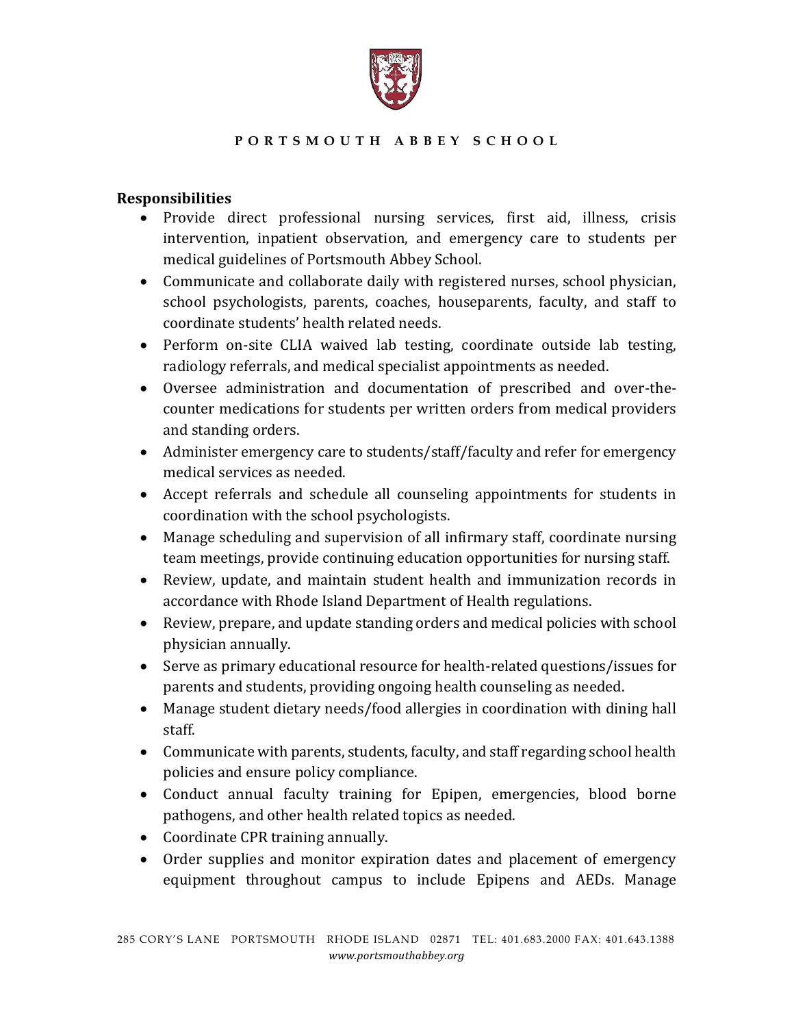PORTSMOUTH ABBEY SCHOOL

**Responsibilities**

- Provide direct professional nursing services, first aid, illness, crisis intervention, inpatient observation, and emergency care to students per medical guidelines of Portsmouth Abbey School.
- Communicate and collaborate daily with registered nurses, school physician, school psychologists, parents, coaches, houseparents, faculty, and staff to coordinate students' health related needs.
- Perform on-site CLIA waived lab testing, coordinate outside lab testing, radiology referrals, and medical specialist appointments as needed.
- Oversee administration and documentation of prescribed and over-the-counter medications for students per written orders from medical providers and standing orders.
- Administer emergency care to students/staff/faculty and refer for emergency medical services as needed.
- Accept referrals and schedule all counseling appointments for students in coordination with the school psychologists.
- Manage scheduling and supervision of all infirmary staff, coordinate nursing team meetings, provide continuing education opportunities for nursing staff.
- Review, update, and maintain student health and immunization records in accordance with Rhode Island Department of Health regulations.
- Review, prepare, and update standing orders and medical policies with school physician annually.
- Serve as primary educational resource for health-related questions/issues for parents and students, providing ongoing health counseling as needed.
- Manage student dietary needs/food allergies in coordination with dining hall staff.
- Communicate with parents, students, faculty, and staff regarding school health policies and ensure policy compliance.
- Conduct annual faculty training for Epipen, emergencies, blood borne pathogens, and other health related topics as needed.
- Coordinate CPR training annually.
- Order supplies and monitor expiration dates and placement of emergency equipment throughout campus to include Epipens and AEDs. Manage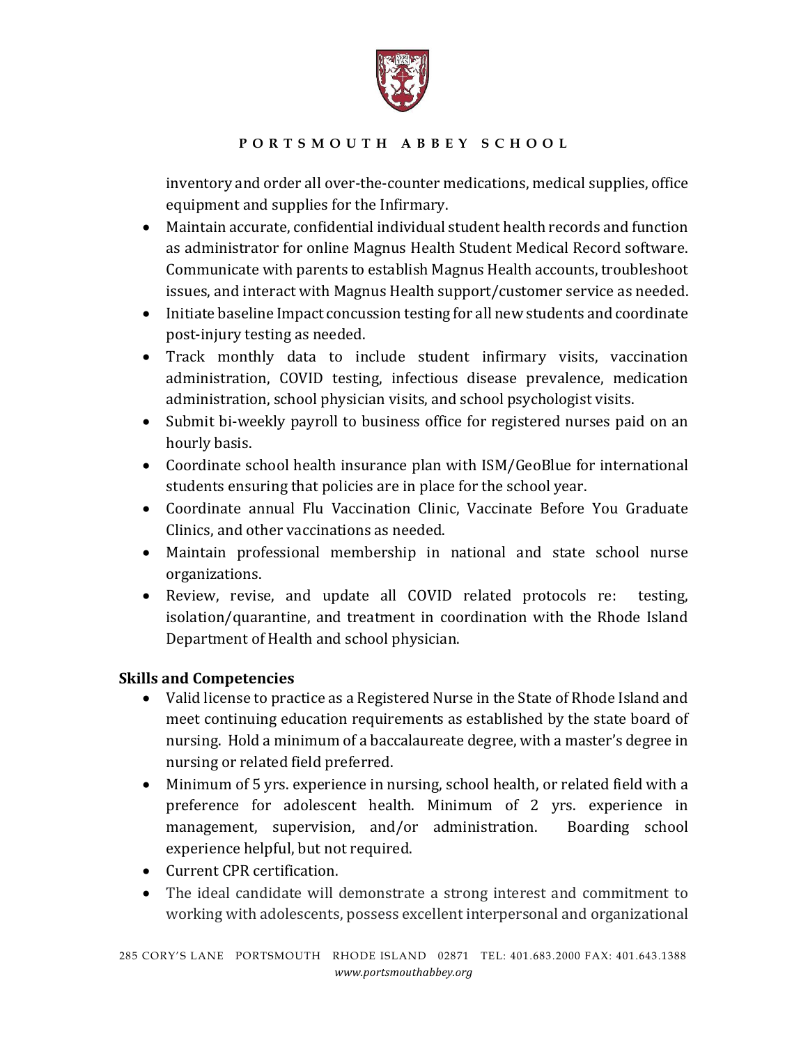inventory and order all over-the-counter medications, medical supplies, office equipment and supplies for the Infirmary.

- Maintain accurate, confidential individual student health records and function as administrator for online Magnus Health Student Medical Record software. Communicate with parents to establish Magnus Health accounts, troubleshoot issues, and interact with Magnus Health support/customer service as needed.
- Initiate baseline Impact concussion testing for all new students and coordinate post-injury testing as needed.
- Track monthly data to include student infirmary visits, vaccination administration, COVID testing, infectious disease prevalence, medication administration, school physician visits, and school psychologist visits.
- Submit bi-weekly payroll to business office for registered nurses paid on an hourly basis.
- Coordinate school health insurance plan with ISM/GeoBlue for international students ensuring that policies are in place for the school year.
- Coordinate annual Flu Vaccination Clinic, Vaccinate Before You Graduate Clinics, and other vaccinations as needed.
- Maintain professional membership in national and state school nurse organizations.
- Review, revise, and update all COVID related protocols re: testing, isolation/quarantine, and treatment in coordination with the Rhode Island Department of Health and school physician.

**Skills and Competencies**

- Valid license to practice as a Registered Nurse in the State of Rhode Island and meet continuing education requirements as established by the state board of nursing. Hold a minimum of a baccalaureate degree, with a master's degree in nursing or related field preferred.
- Minimum of 5 yrs. experience in nursing, school health, or related field with a preference for adolescent health. Minimum of 2 yrs. experience in management, supervision, and/or administration. Boarding school experience helpful, but not required.
- Current CPR certification.
- The ideal candidate will demonstrate a strong interest and commitment to working with adolescents, possess excellent interpersonal and organizational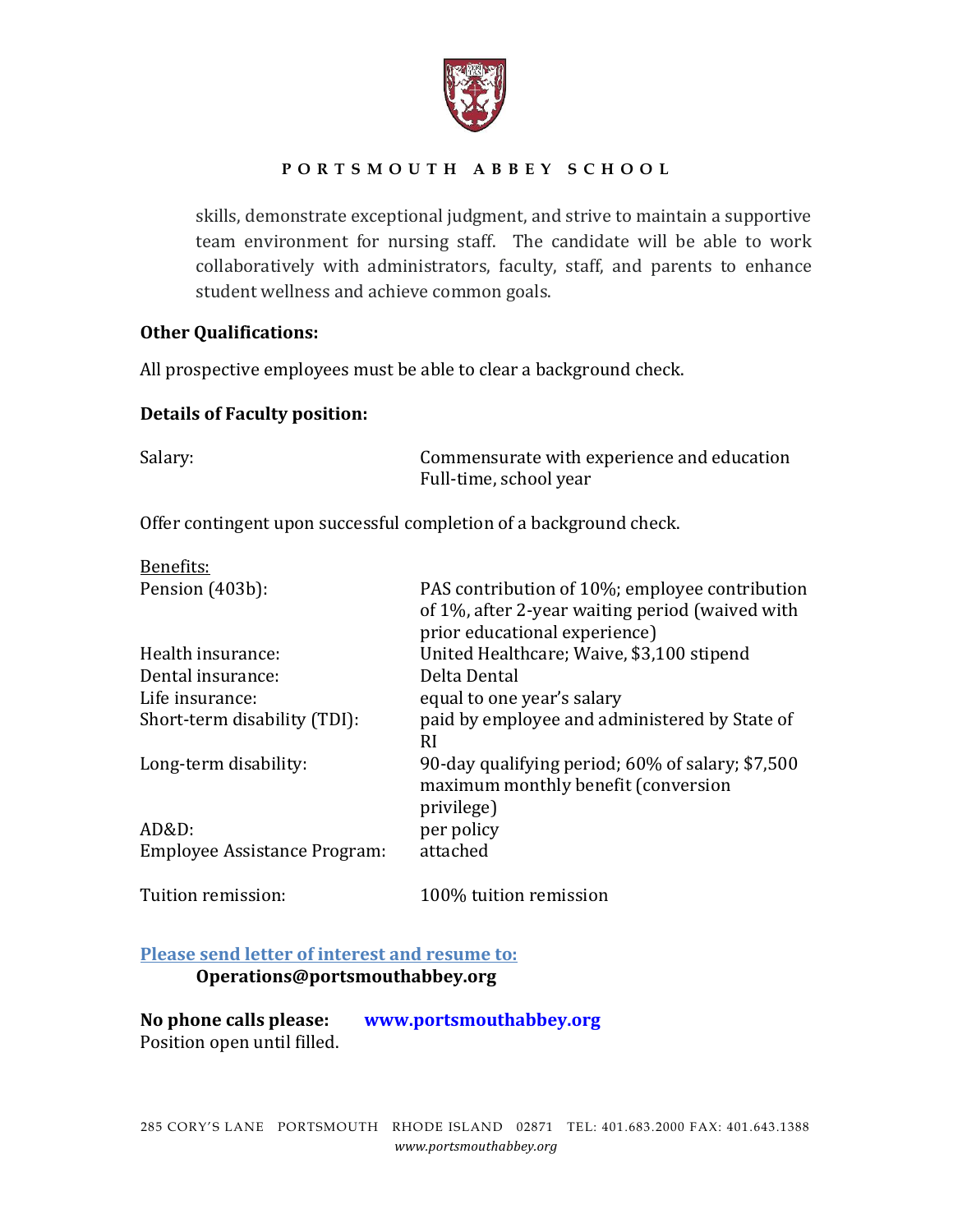skills, demonstrate exceptional judgment, and strive to maintain a supportive team environment for nursing staff. The candidate will be able to work collaboratively with administrators, faculty, staff, and parents to enhance student wellness and achieve common goals.

**Other Qualifications:**

All prospective employees must be able to clear a background check.

**Details of Faculty position:**

| | |
|---|---|
| Salary: | Commensurate with experience and education<br>Full-time, school year |

Offer contingent upon successful completion of a background check.

Benefits:

| | |
|---|---|
| Pension (403b): | PAS contribution of 10%; employee contribution of 1%, after 2-year waiting period (waived with prior educational experience) |
| Health insurance: | United Healthcare; Waive, $3,100 stipend |
| Dental insurance: | Delta Dental |
| Life insurance: | equal to one year's salary |
| Short-term disability (TDI): | paid by employee and administered by State of RI |
| Long-term disability: | 90-day qualifying period; 60% of salary; $7,500 maximum monthly benefit (conversion privilege) |
| AD&D: | per policy |
| Employee Assistance Program: | attached |
| Tuition remission: | 100% tuition remission |

**Please send letter of interest and resume to:**

**Operations@portsmouthabbey.org**

**No phone calls please:** **www.portsmouthabbey.org**

Position open until filled.